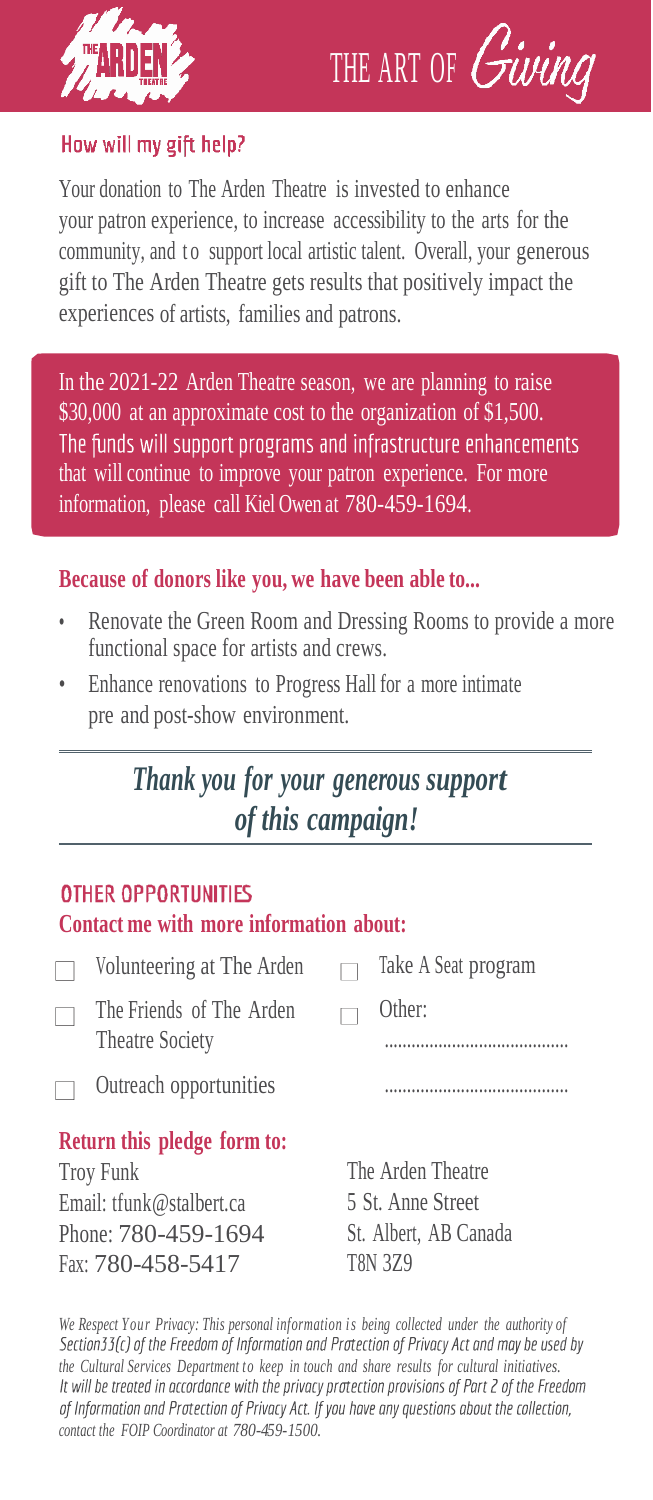# THE ART OF *Giving*

## How will my gift help?

Your donation to The Arden Theatre is invested to enhance your patron experience, to increase accessibility to the arts for the community, and to support local artistic talent. Overall, your generous gift to The Arden Theatre gets results that positively impact the experiences of artists, families and patrons.

In the 2021-22 Arden Theatre season, we are planning to raise $30,000 at an approximate cost to the organization of $1,500. The funds will support programs and infrastructure enhancements that will continue to improve your patron experience. For more information, please call Kiel Owen at 780-459-1694.

**Because of donors like you, we have been able to...**

- Renovate the Green Room and Dressing Rooms to provide a more functional space for artists and crews.
- Enhance renovations to Progress Hall for a more intimate pre and post-show environment.

***Thank you for your generous support of this campaign!***

## OTHER OPPORTUNITIES

**Contact me with more information about:**

- ☐ Volunteering at The Arden
- ☐ The Friends of The Arden Theatre Society
- ☐ Outreach opportunities
- ☐ Take A Seat program
- ☐ Other: ........................................

........................................

**Return this pledge form to:**

Troy Funk
Email: tfunk@stalbert.ca
Phone: 780-459-1694
Fax: 780-458-5417

The Arden Theatre
5 St. Anne Street
St. Albert, AB Canada
T8N 3Z9

*We Respect Your Privacy: This personal information is being collected under the authority of Section33(c) of the Freedom of Information and Protection of Privacy Act and may be used by the Cultural Services Department to keep in touch and share results for cultural initiatives. It will be treated in accordance with the privacy protection provisions of Part 2 of the Freedom of Information and Protection of Privacy Act. If you have any questions about the collection, contact the FOIP Coordinator at 780-459-1500.*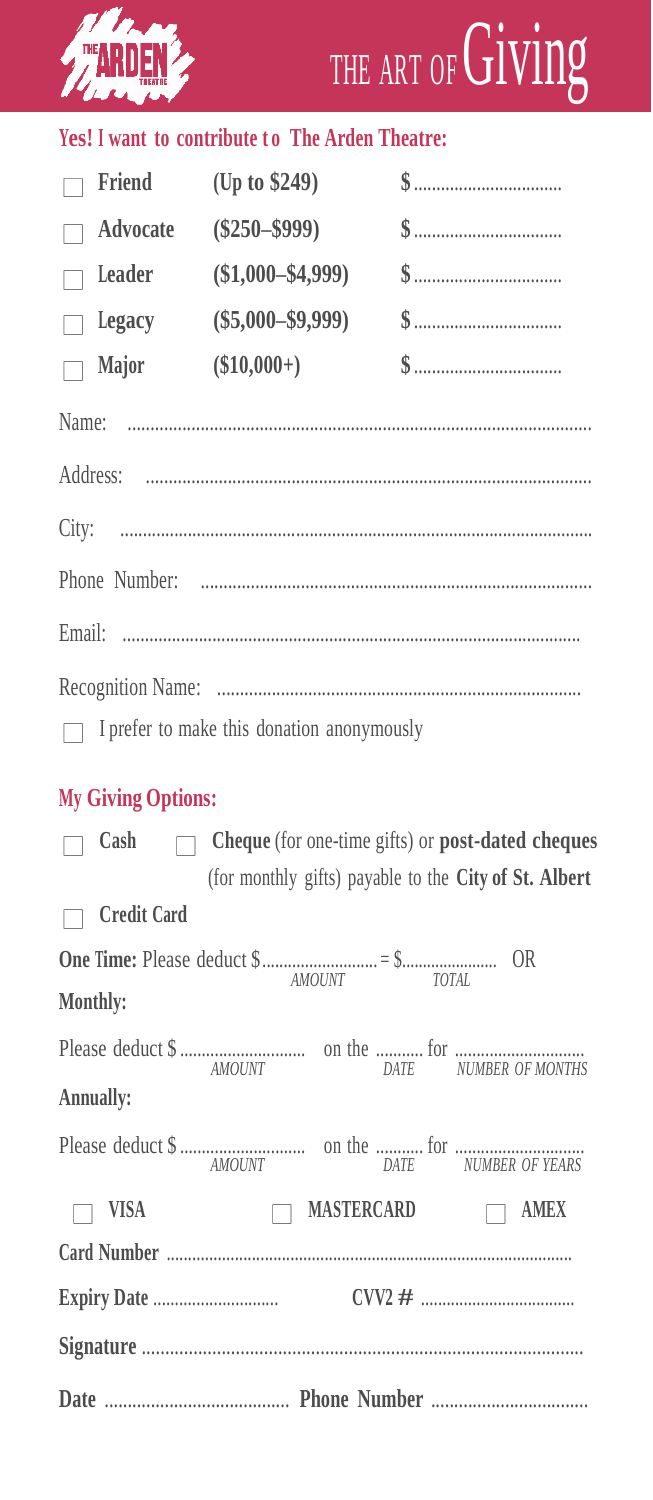THE ARDEN THEATRE

# THE ART OF Giving

## Yes! I want to contribute to The Arden Theatre:

- ☐ **Friend** **(Up to $249)** **$**.................................
- ☐ **Advocate** **($250–$999)** **$**.................................
- ☐ **Leader** **($1,000–$4,999)** **$**.................................
- ☐ **Legacy** **($5,000–$9,999)** **$**.................................
- ☐ **Major** **($10,000+)** **$**.................................

Name: .....................................................................................................

Address: .................................................................................................

City: .......................................................................................................

Phone Number: .......................................................................................

Email: .....................................................................................................

Recognition Name: ...............................................................................

☐ I prefer to make this donation anonymously

## My Giving Options:

☐ **Cash** ☐ **Cheque** (for one-time gifts) or **post-dated cheques** (for monthly gifts) payable to the **City of St. Albert**

☐ **Credit Card**

**One Time:** Please deduct $........................... = $...................... OR
*AMOUNT* *TOTAL*

**Monthly:**

Please deduct $............................ on the ........... for ..............................
*AMOUNT* *DATE* *NUMBER OF MONTHS*

**Annually:**

Please deduct $............................ on the ........... for ..............................
*AMOUNT* *DATE* *NUMBER OF YEARS*

☐ **VISA** ☐ **MASTERCARD** ☐ **AMEX**

**Card Number** .........................................................................................

**Expiry Date** ............................ **CVV2 #** ...................................

**Signature** ..............................................................................................

**Date** ........................................ **Phone Number** ..................................